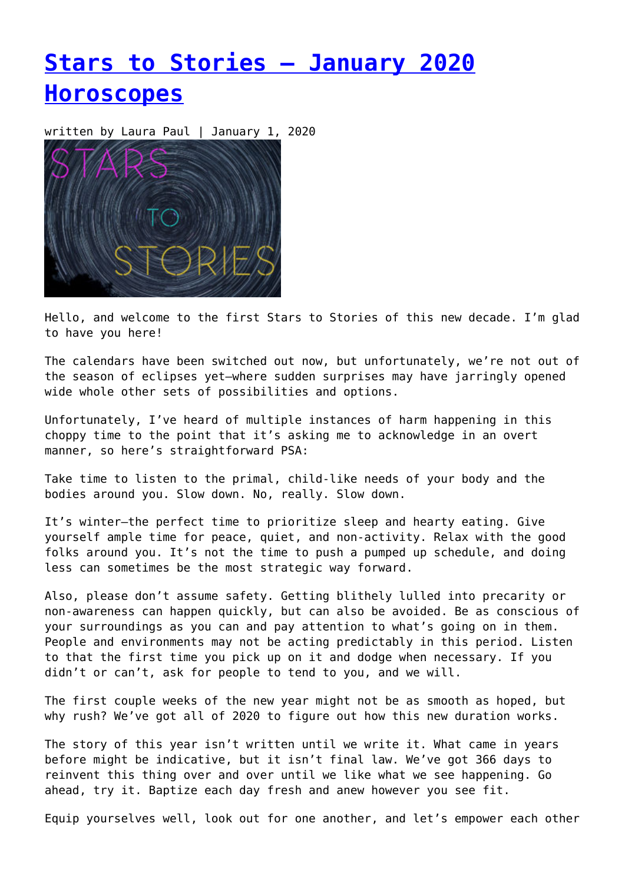# Stars to Stories – January 2020 Horoscopes

written by Laura Paul | January 1, 2020

Hello, and welcome to the first Stars to Stories of this new decade. I'm glad to have you here!

The calendars have been switched out now, but unfortunately, we're not out of the season of eclipses yet—where sudden surprises may have jarringly opened wide whole other sets of possibilities and options.

Unfortunately, I've heard of multiple instances of harm happening in this choppy time to the point that it's asking me to acknowledge in an overt manner, so here's straightforward PSA:

Take time to listen to the primal, child-like needs of your body and the bodies around you. Slow down. No, really. Slow down.

It's winter—the perfect time to prioritize sleep and hearty eating. Give yourself ample time for peace, quiet, and non-activity. Relax with the good folks around you. It's not the time to push a pumped up schedule, and doing less can sometimes be the most strategic way forward.

Also, please don't assume safety. Getting blithely lulled into precarity or non-awareness can happen quickly, but can also be avoided. Be as conscious of your surroundings as you can and pay attention to what's going on in them. People and environments may not be acting predictably in this period. Listen to that the first time you pick up on it and dodge when necessary. If you didn't or can't, ask for people to tend to you, and we will.

The first couple weeks of the new year might not be as smooth as hoped, but why rush? We've got all of 2020 to figure out how this new duration works.

The story of this year isn't written until we write it. What came in years before might be indicative, but it isn't final law. We've got 366 days to reinvent this thing over and over until we like what we see happening. Go ahead, try it. Baptize each day fresh and anew however you see fit.

Equip yourselves well, look out for one another, and let's empower each other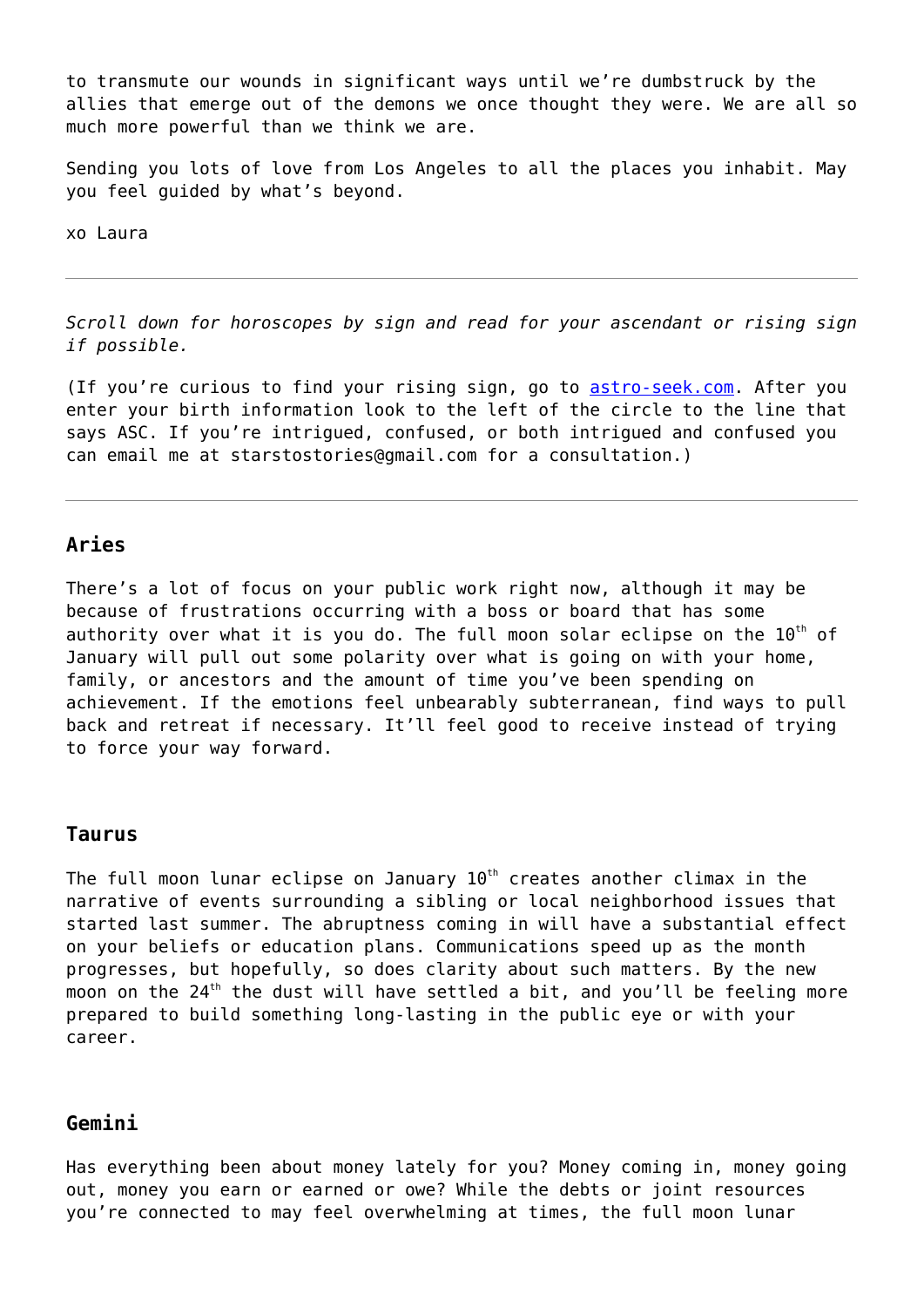to transmute our wounds in significant ways until we're dumbstruck by the allies that emerge out of the demons we once thought they were. We are all so much more powerful than we think we are.

Sending you lots of love from Los Angeles to all the places you inhabit. May you feel guided by what's beyond.

xo Laura

---

*Scroll down for horoscopes by sign and read for your ascendant or rising sign if possible.*

(If you're curious to find your rising sign, go to [astro-seek.com](astro-seek.com). After you enter your birth information look to the left of the circle to the line that says ASC. If you're intrigued, confused, or both intrigued and confused you can email me at starstostories@gmail.com for a consultation.)

---

### Aries

There's a lot of focus on your public work right now, although it may be because of frustrations occurring with a boss or board that has some authority over what it is you do. The full moon solar eclipse on the 10th of January will pull out some polarity over what is going on with your home, family, or ancestors and the amount of time you've been spending on achievement. If the emotions feel unbearably subterranean, find ways to pull back and retreat if necessary. It'll feel good to receive instead of trying to force your way forward.

### Taurus

The full moon lunar eclipse on January 10th creates another climax in the narrative of events surrounding a sibling or local neighborhood issues that started last summer. The abruptness coming in will have a substantial effect on your beliefs or education plans. Communications speed up as the month progresses, but hopefully, so does clarity about such matters. By the new moon on the 24th the dust will have settled a bit, and you'll be feeling more prepared to build something long-lasting in the public eye or with your career.

### Gemini

Has everything been about money lately for you? Money coming in, money going out, money you earn or earned or owe? While the debts or joint resources you're connected to may feel overwhelming at times, the full moon lunar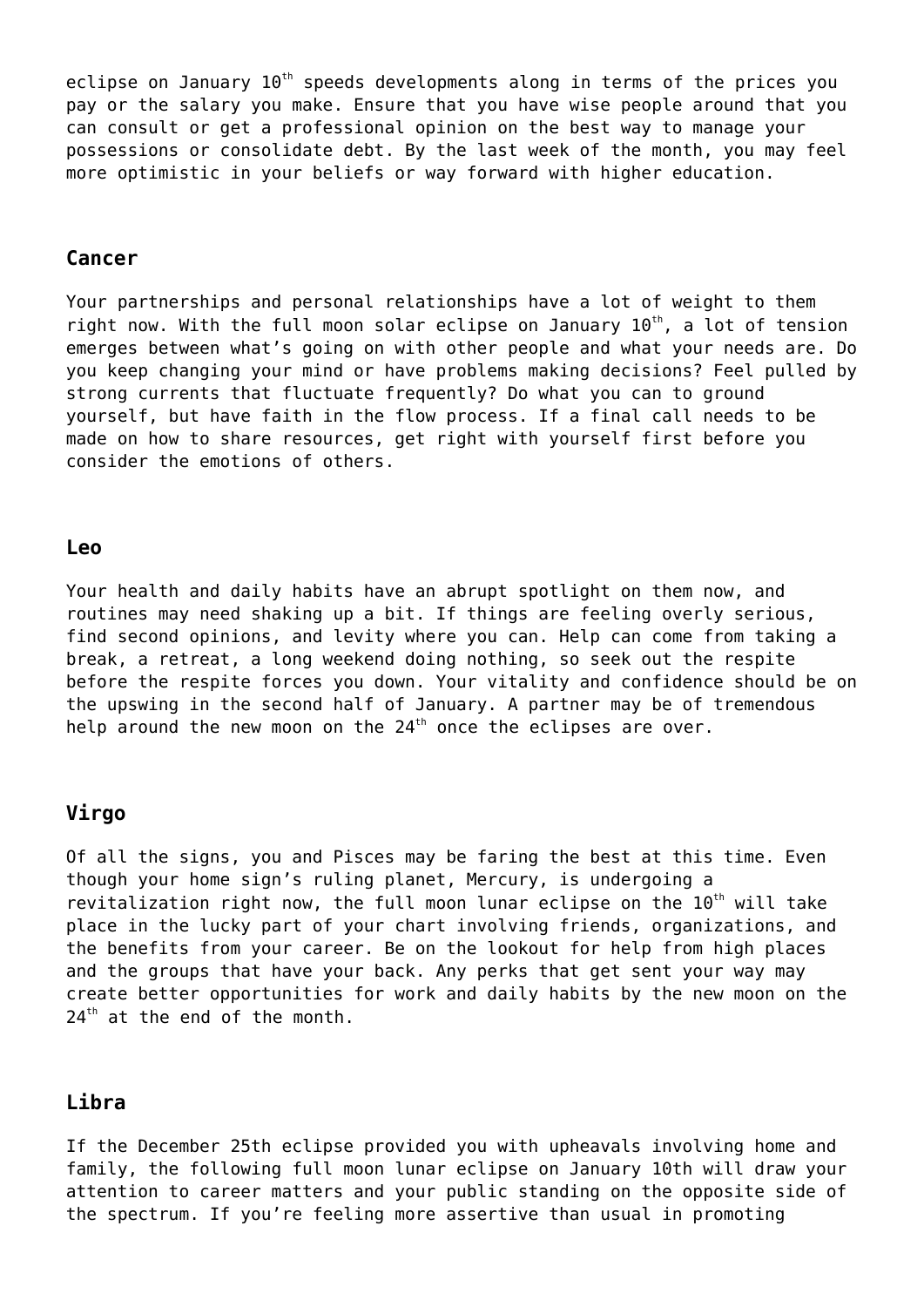eclipse on January 10th speeds developments along in terms of the prices you pay or the salary you make. Ensure that you have wise people around that you can consult or get a professional opinion on the best way to manage your possessions or consolidate debt. By the last week of the month, you may feel more optimistic in your beliefs or way forward with higher education.

## Cancer

Your partnerships and personal relationships have a lot of weight to them right now. With the full moon solar eclipse on January 10th, a lot of tension emerges between what's going on with other people and what your needs are. Do you keep changing your mind or have problems making decisions? Feel pulled by strong currents that fluctuate frequently? Do what you can to ground yourself, but have faith in the flow process. If a final call needs to be made on how to share resources, get right with yourself first before you consider the emotions of others.

## Leo

Your health and daily habits have an abrupt spotlight on them now, and routines may need shaking up a bit. If things are feeling overly serious, find second opinions, and levity where you can. Help can come from taking a break, a retreat, a long weekend doing nothing, so seek out the respite before the respite forces you down. Your vitality and confidence should be on the upswing in the second half of January. A partner may be of tremendous help around the new moon on the 24th once the eclipses are over.

## Virgo

Of all the signs, you and Pisces may be faring the best at this time. Even though your home sign's ruling planet, Mercury, is undergoing a revitalization right now, the full moon lunar eclipse on the 10th will take place in the lucky part of your chart involving friends, organizations, and the benefits from your career. Be on the lookout for help from high places and the groups that have your back. Any perks that get sent your way may create better opportunities for work and daily habits by the new moon on the 24th at the end of the month.

## Libra

If the December 25th eclipse provided you with upheavals involving home and family, the following full moon lunar eclipse on January 10th will draw your attention to career matters and your public standing on the opposite side of the spectrum. If you're feeling more assertive than usual in promoting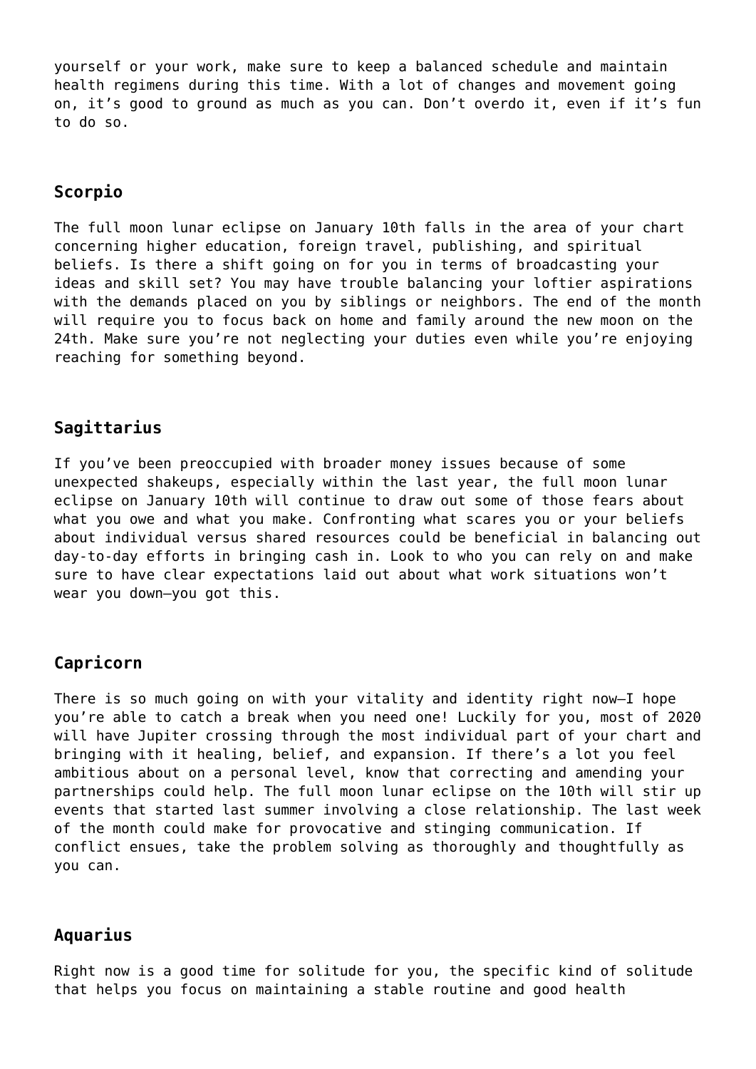yourself or your work, make sure to keep a balanced schedule and maintain health regimens during this time. With a lot of changes and movement going on, it's good to ground as much as you can. Don't overdo it, even if it's fun to do so.

### Scorpio

The full moon lunar eclipse on January 10th falls in the area of your chart concerning higher education, foreign travel, publishing, and spiritual beliefs. Is there a shift going on for you in terms of broadcasting your ideas and skill set? You may have trouble balancing your loftier aspirations with the demands placed on you by siblings or neighbors. The end of the month will require you to focus back on home and family around the new moon on the 24th. Make sure you're not neglecting your duties even while you're enjoying reaching for something beyond.

### Sagittarius

If you've been preoccupied with broader money issues because of some unexpected shakeups, especially within the last year, the full moon lunar eclipse on January 10th will continue to draw out some of those fears about what you owe and what you make. Confronting what scares you or your beliefs about individual versus shared resources could be beneficial in balancing out day-to-day efforts in bringing cash in. Look to who you can rely on and make sure to have clear expectations laid out about what work situations won't wear you down—you got this.

### Capricorn

There is so much going on with your vitality and identity right now—I hope you're able to catch a break when you need one! Luckily for you, most of 2020 will have Jupiter crossing through the most individual part of your chart and bringing with it healing, belief, and expansion. If there's a lot you feel ambitious about on a personal level, know that correcting and amending your partnerships could help. The full moon lunar eclipse on the 10th will stir up events that started last summer involving a close relationship. The last week of the month could make for provocative and stinging communication. If conflict ensues, take the problem solving as thoroughly and thoughtfully as you can.

### Aquarius

Right now is a good time for solitude for you, the specific kind of solitude that helps you focus on maintaining a stable routine and good health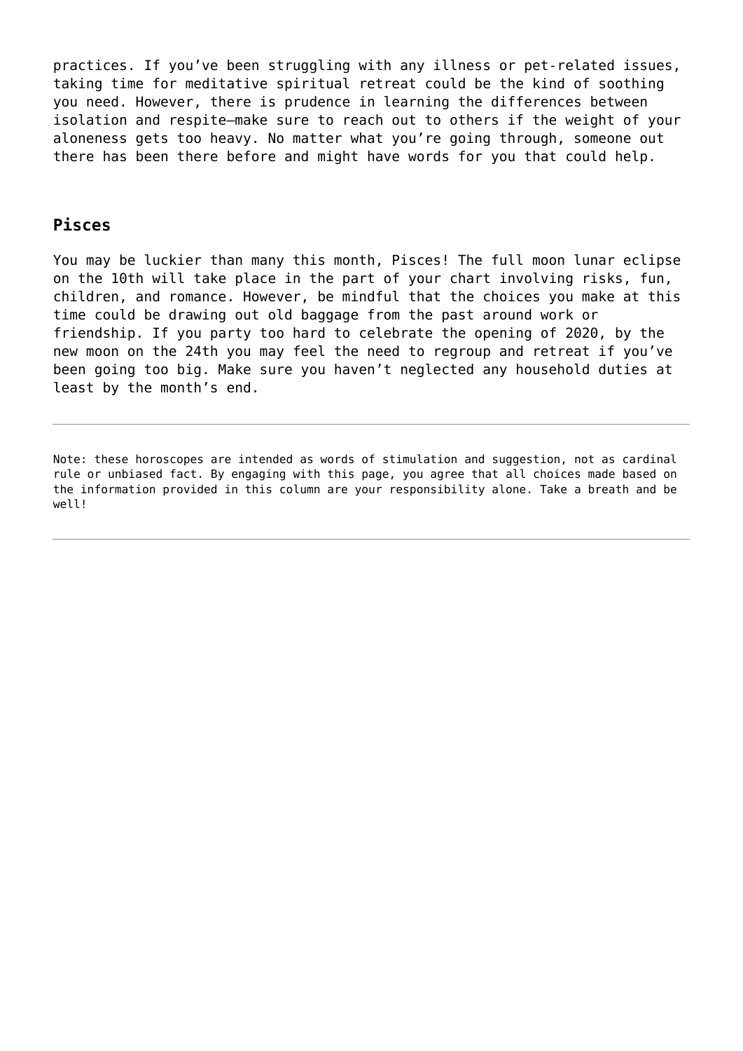practices. If you’ve been struggling with any illness or pet-related issues, taking time for meditative spiritual retreat could be the kind of soothing you need. However, there is prudence in learning the differences between isolation and respite—make sure to reach out to others if the weight of your aloneness gets too heavy. No matter what you’re going through, someone out there has been there before and might have words for you that could help.

## Pisces

You may be luckier than many this month, Pisces! The full moon lunar eclipse on the 10th will take place in the part of your chart involving risks, fun, children, and romance. However, be mindful that the choices you make at this time could be drawing out old baggage from the past around work or friendship. If you party too hard to celebrate the opening of 2020, by the new moon on the 24th you may feel the need to regroup and retreat if you’ve been going too big. Make sure you haven’t neglected any household duties at least by the month’s end.

---

Note: these horoscopes are intended as words of stimulation and suggestion, not as cardinal rule or unbiased fact. By engaging with this page, you agree that all choices made based on the information provided in this column are your responsibility alone. Take a breath and be well!

---